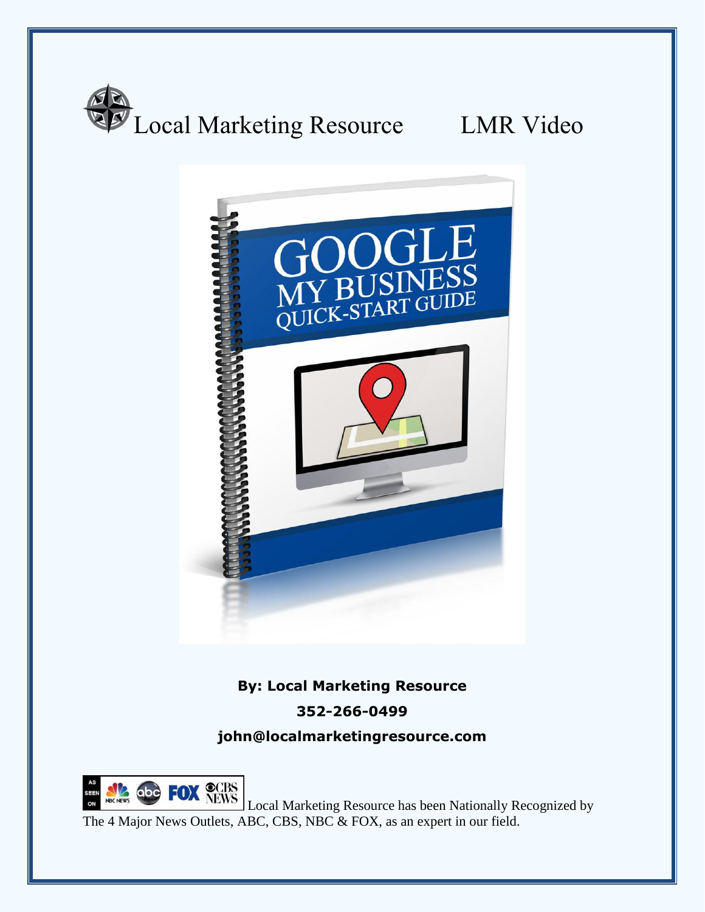Local Marketing Resource LMR Video

# GOOGLE MY BUSINESS QUICK-START GUIDE

**By: Local Marketing Resource**

**352-266-0499**

**john@localmarketingresource.com**

Local Marketing Resource has been Nationally Recognized by The 4 Major News Outlets, ABC, CBS, NBC & FOX, as an expert in our field.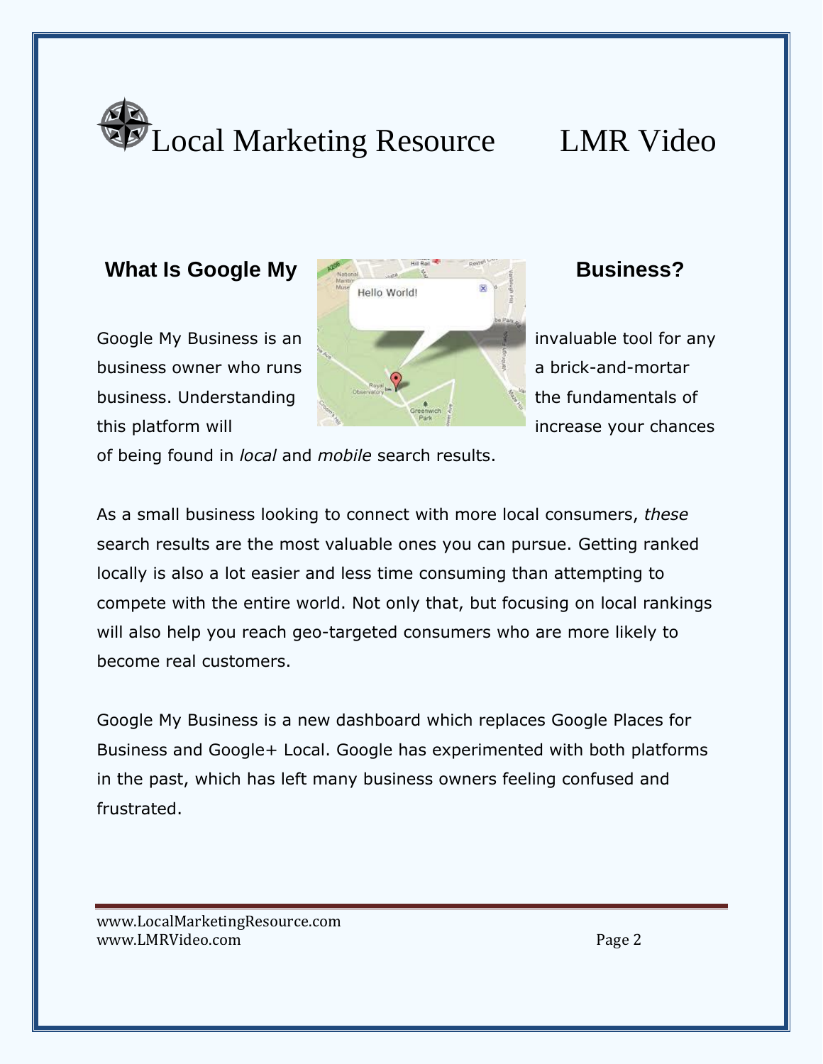## What Is Google My Business?

Google My Business is an invaluable tool for any business owner who runs a brick-and-mortar business. Understanding the fundamentals of this platform will increase your chances of being found in *local* and *mobile* search results.

As a small business looking to connect with more local consumers, *these* search results are the most valuable ones you can pursue. Getting ranked locally is also a lot easier and less time consuming than attempting to compete with the entire world. Not only that, but focusing on local rankings will also help you reach geo-targeted consumers who are more likely to become real customers.

Google My Business is a new dashboard which replaces Google Places for Business and Google+ Local. Google has experimented with both platforms in the past, which has left many business owners feeling confused and frustrated.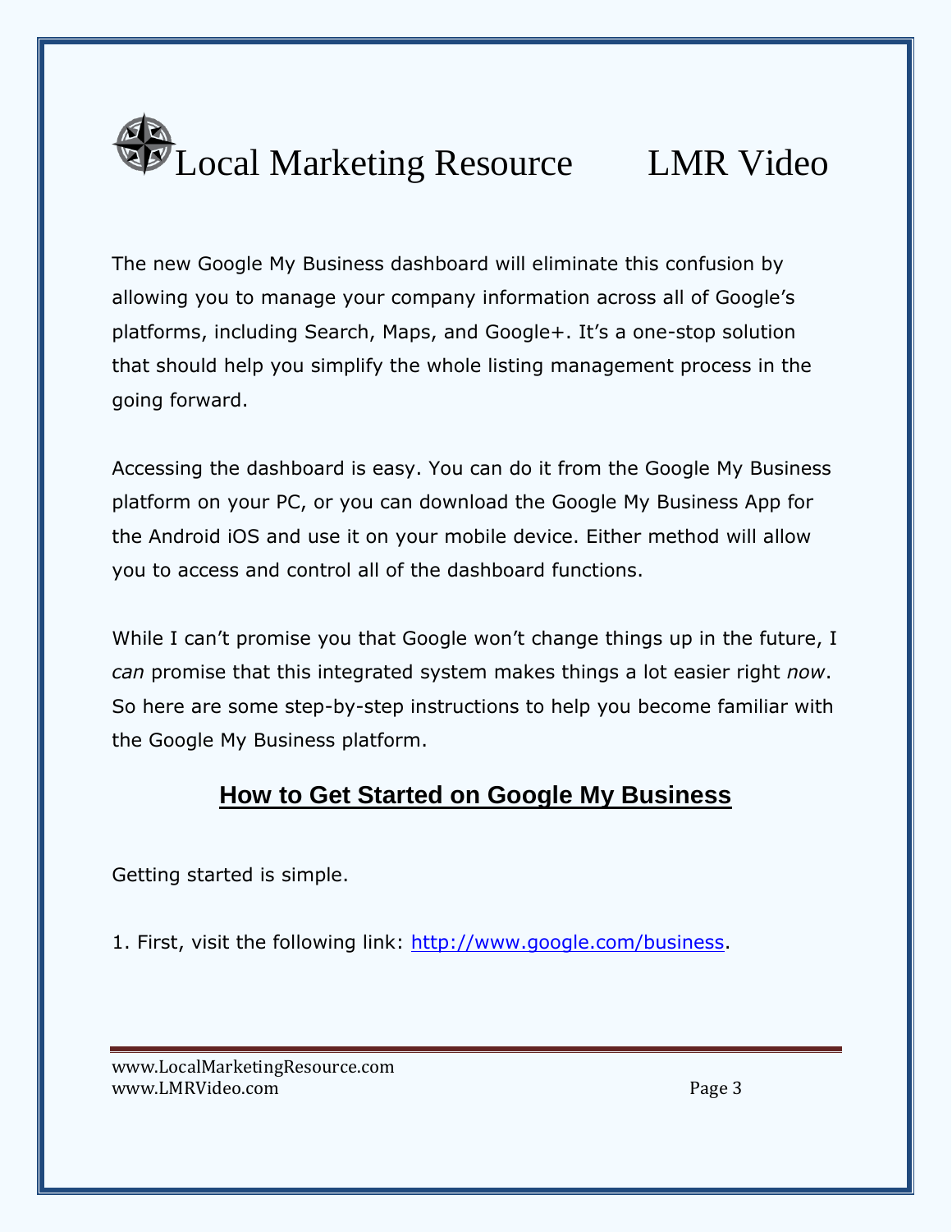The new Google My Business dashboard will eliminate this confusion by allowing you to manage your company information across all of Google's platforms, including Search, Maps, and Google+. It's a one-stop solution that should help you simplify the whole listing management process in the going forward.

Accessing the dashboard is easy. You can do it from the Google My Business platform on your PC, or you can download the Google My Business App for the Android iOS and use it on your mobile device. Either method will allow you to access and control all of the dashboard functions.

While I can't promise you that Google won't change things up in the future, I *can* promise that this integrated system makes things a lot easier right *now*. So here are some step-by-step instructions to help you become familiar with the Google My Business platform.

## How to Get Started on Google My Business

Getting started is simple.

1. First, visit the following link: [http://www.google.com/business](http://www.google.com/business).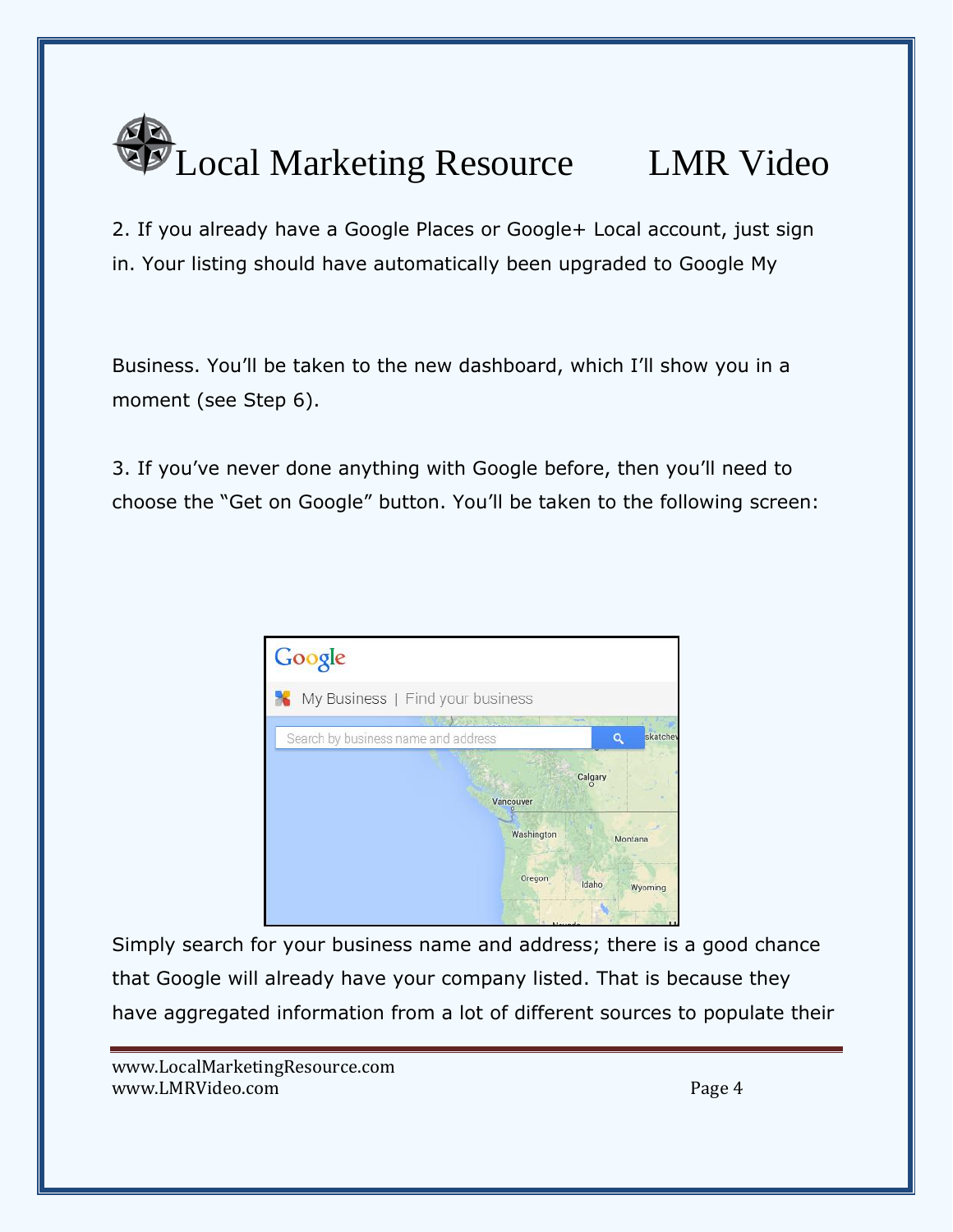2. If you already have a Google Places or Google+ Local account, just sign in. Your listing should have automatically been upgraded to Google My

Business. You'll be taken to the new dashboard, which I'll show you in a moment (see Step 6).

3. If you've never done anything with Google before, then you'll need to choose the "Get on Google" button. You'll be taken to the following screen:

Simply search for your business name and address; there is a good chance that Google will already have your company listed. That is because they have aggregated information from a lot of different sources to populate their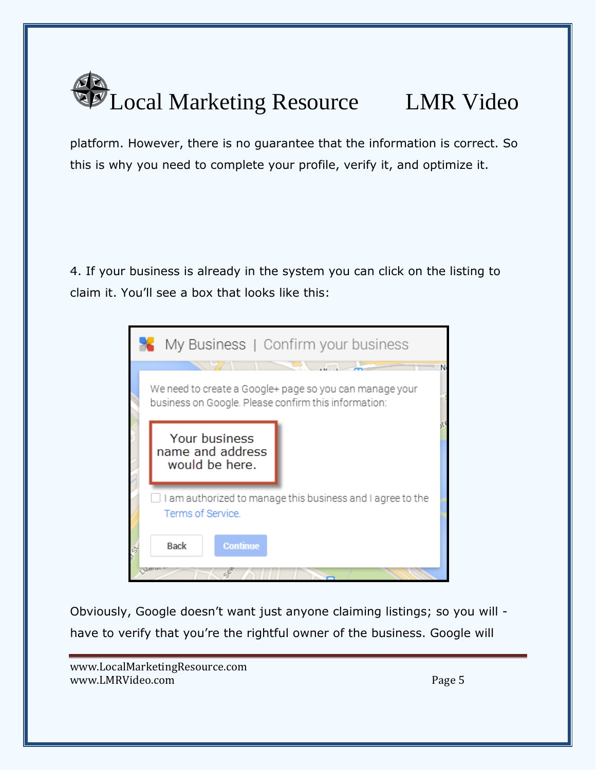platform. However, there is no guarantee that the information is correct. So this is why you need to complete your profile, verify it, and optimize it.

4. If your business is already in the system you can click on the listing to claim it. You'll see a box that looks like this:

Obviously, Google doesn't want just anyone claiming listings; so you will - have to verify that you're the rightful owner of the business. Google will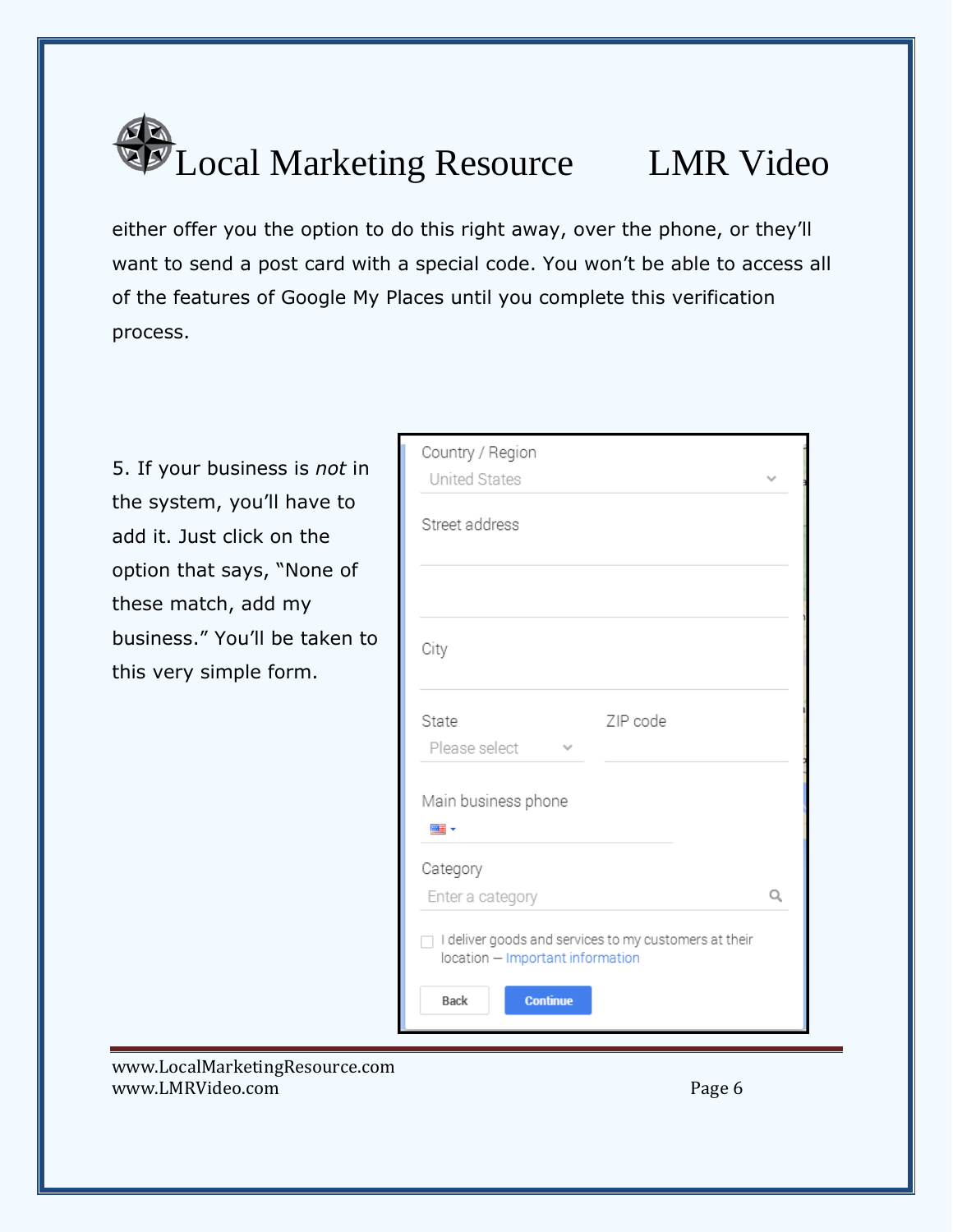either offer you the option to do this right away, over the phone, or they'll want to send a post card with a special code. You won't be able to access all of the features of Google My Places until you complete this verification process.

5. If your business is *not* in the system, you'll have to add it. Just click on the option that says, "None of these match, add my business." You'll be taken to this very simple form.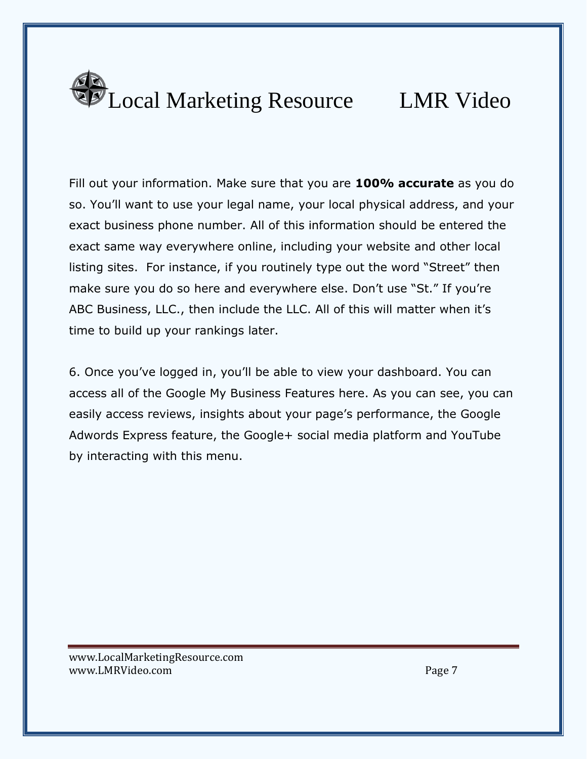Fill out your information. Make sure that you are **100% accurate** as you do so. You'll want to use your legal name, your local physical address, and your exact business phone number. All of this information should be entered the exact same way everywhere online, including your website and other local listing sites. For instance, if you routinely type out the word "Street" then make sure you do so here and everywhere else. Don't use "St." If you're ABC Business, LLC., then include the LLC. All of this will matter when it's time to build up your rankings later.

6. Once you've logged in, you'll be able to view your dashboard. You can access all of the Google My Business Features here. As you can see, you can easily access reviews, insights about your page's performance, the Google Adwords Express feature, the Google+ social media platform and YouTube by interacting with this menu.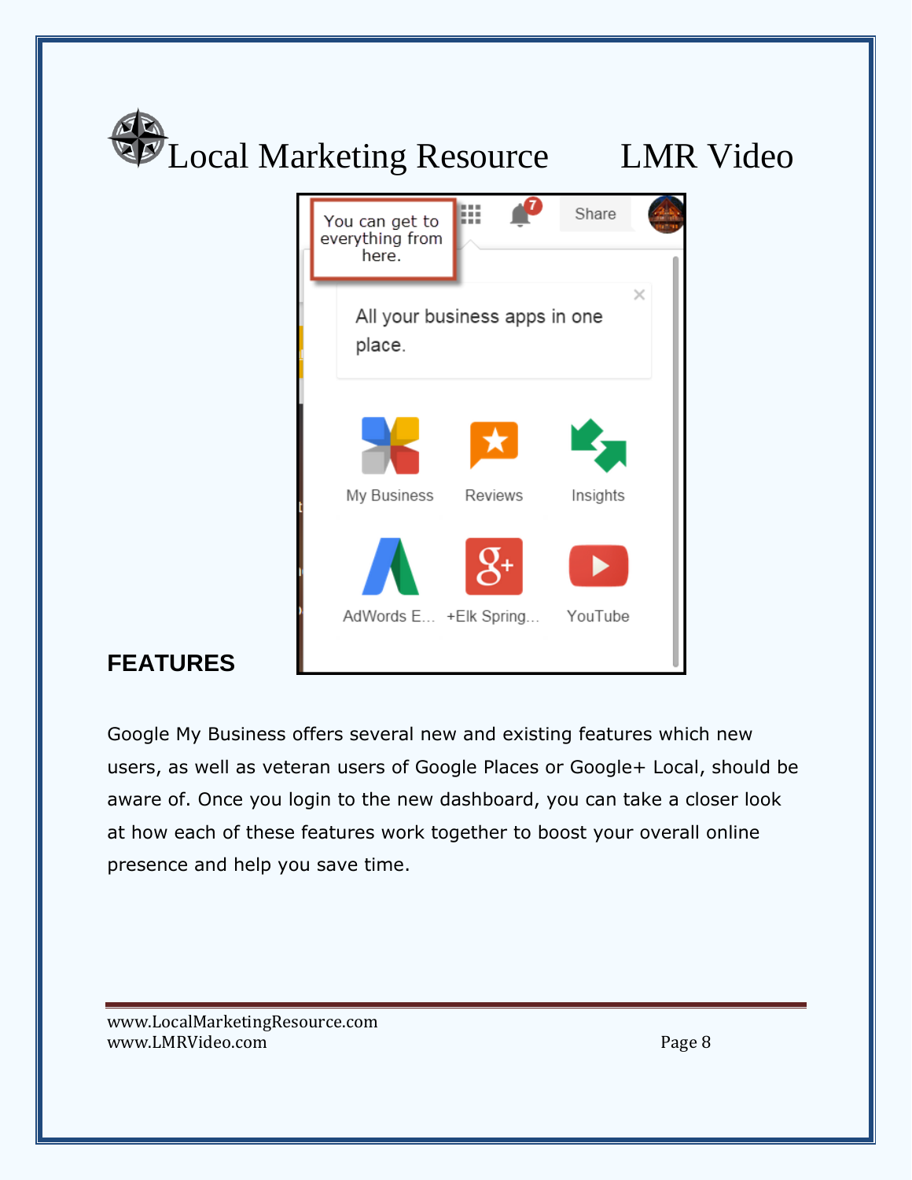## FEATURES

Google My Business offers several new and existing features which new users, as well as veteran users of Google Places or Google+ Local, should be aware of. Once you login to the new dashboard, you can take a closer look at how each of these features work together to boost your overall online presence and help you save time.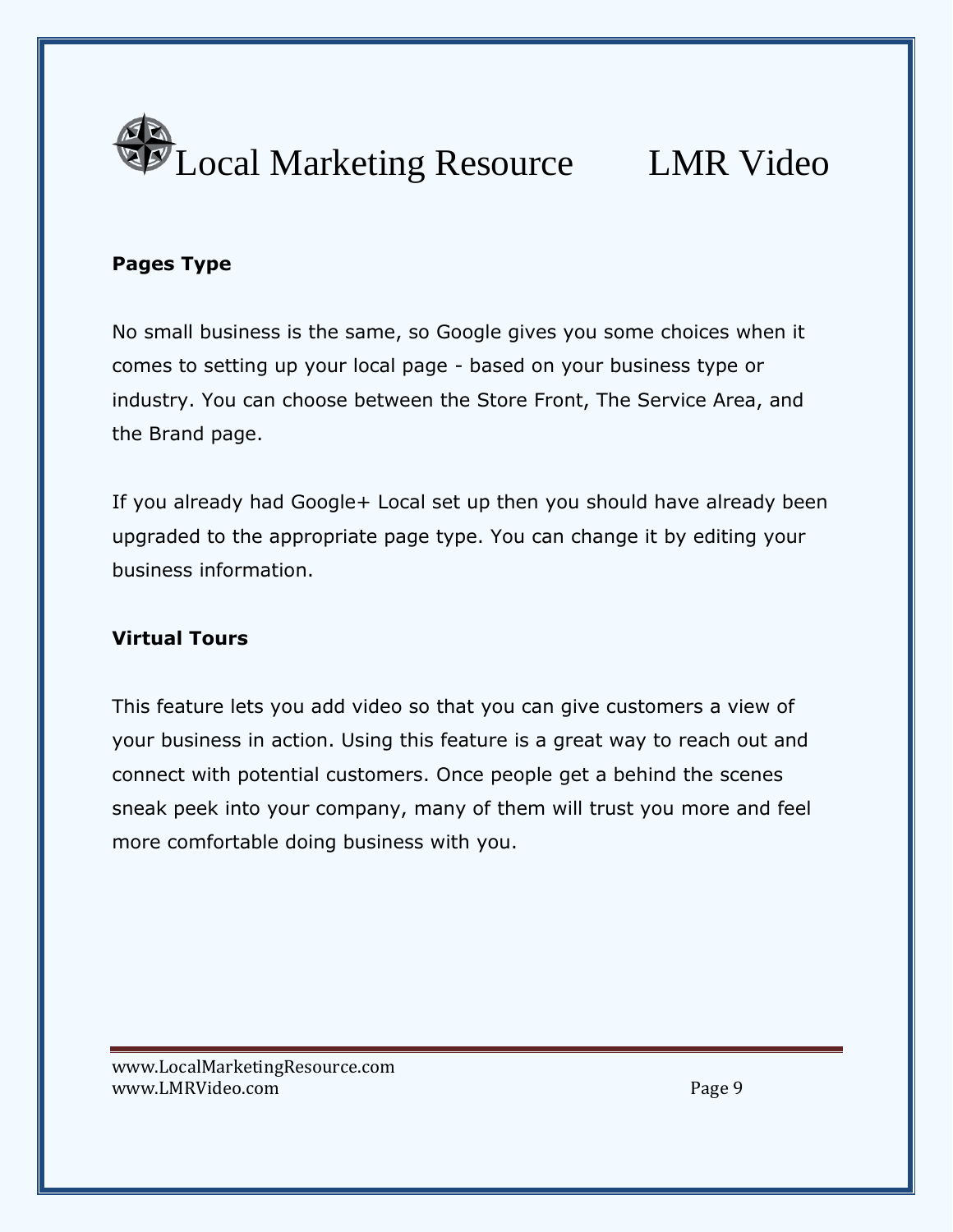**Pages Type**

No small business is the same, so Google gives you some choices when it comes to setting up your local page - based on your business type or industry. You can choose between the Store Front, The Service Area, and the Brand page.

If you already had Google+ Local set up then you should have already been upgraded to the appropriate page type. You can change it by editing your business information.

**Virtual Tours**

This feature lets you add video so that you can give customers a view of your business in action. Using this feature is a great way to reach out and connect with potential customers. Once people get a behind the scenes sneak peek into your company, many of them will trust you more and feel more comfortable doing business with you.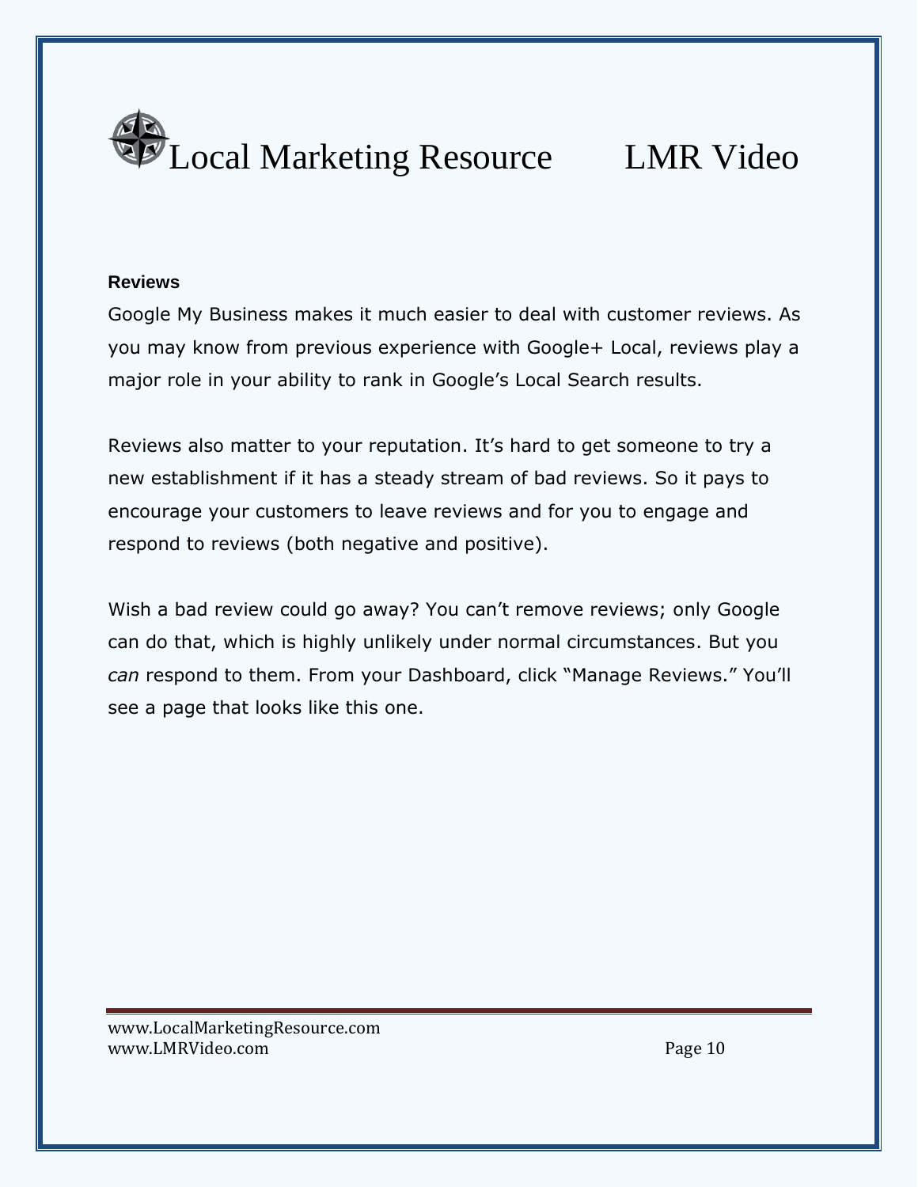### Reviews

Google My Business makes it much easier to deal with customer reviews. As you may know from previous experience with Google+ Local, reviews play a major role in your ability to rank in Google's Local Search results.

Reviews also matter to your reputation. It's hard to get someone to try a new establishment if it has a steady stream of bad reviews. So it pays to encourage your customers to leave reviews and for you to engage and respond to reviews (both negative and positive).

Wish a bad review could go away? You can't remove reviews; only Google can do that, which is highly unlikely under normal circumstances. But you *can* respond to them. From your Dashboard, click "Manage Reviews." You'll see a page that looks like this one.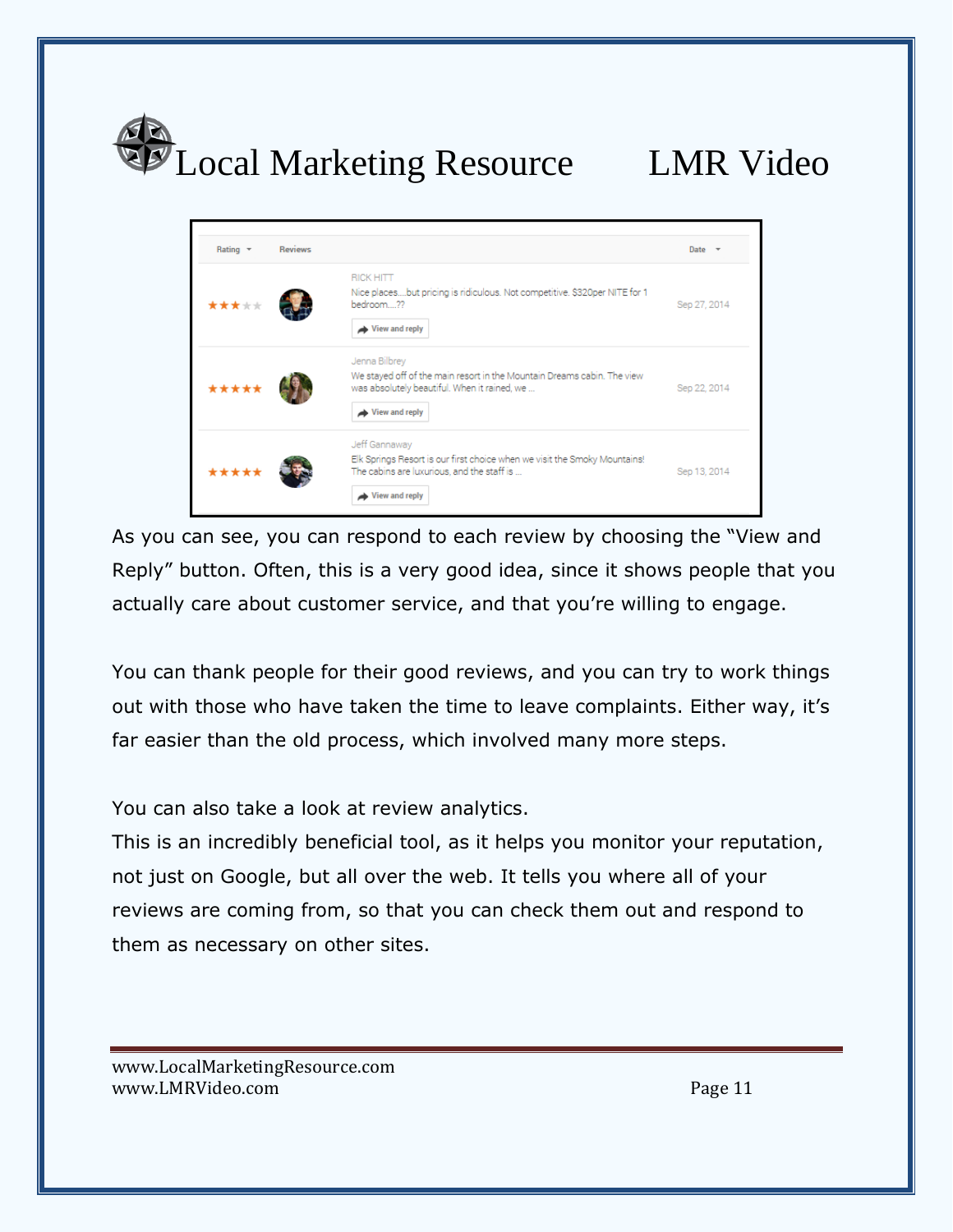| Rating | Reviews | Date |
|---|---|---|
| ★★★☆☆ | RICK HITT<br>Nice places....but pricing is ridiculous. Not competitive. $320per NITE for 1 bedroom.....??<br>View and reply | Sep 27, 2014 |
| ★★★★★ | Jenna Bilbrey<br>We stayed off of the main resort in the Mountain Dreams cabin. The view was absolutely beautiful. When it rained, we ...<br>View and reply | Sep 22, 2014 |
| ★★★★★ | Jeff Gannaway<br>Elk Springs Resort is our first choice when we visit the Smoky Mountains! The cabins are luxurious, and the staff is ...<br>View and reply | Sep 13, 2014 |

As you can see, you can respond to each review by choosing the "View and Reply" button. Often, this is a very good idea, since it shows people that you actually care about customer service, and that you're willing to engage.

You can thank people for their good reviews, and you can try to work things out with those who have taken the time to leave complaints. Either way, it's far easier than the old process, which involved many more steps.

You can also take a look at review analytics.
This is an incredibly beneficial tool, as it helps you monitor your reputation, not just on Google, but all over the web. It tells you where all of your reviews are coming from, so that you can check them out and respond to them as necessary on other sites.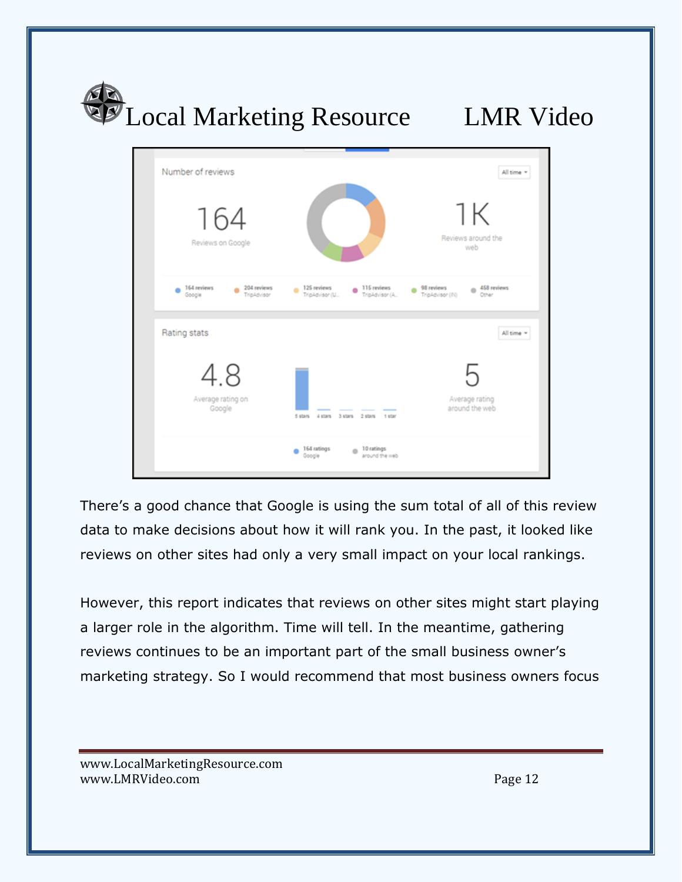There's a good chance that Google is using the sum total of all of this review data to make decisions about how it will rank you. In the past, it looked like reviews on other sites had only a very small impact on your local rankings.

However, this report indicates that reviews on other sites might start playing a larger role in the algorithm. Time will tell. In the meantime, gathering reviews continues to be an important part of the small business owner's marketing strategy. So I would recommend that most business owners focus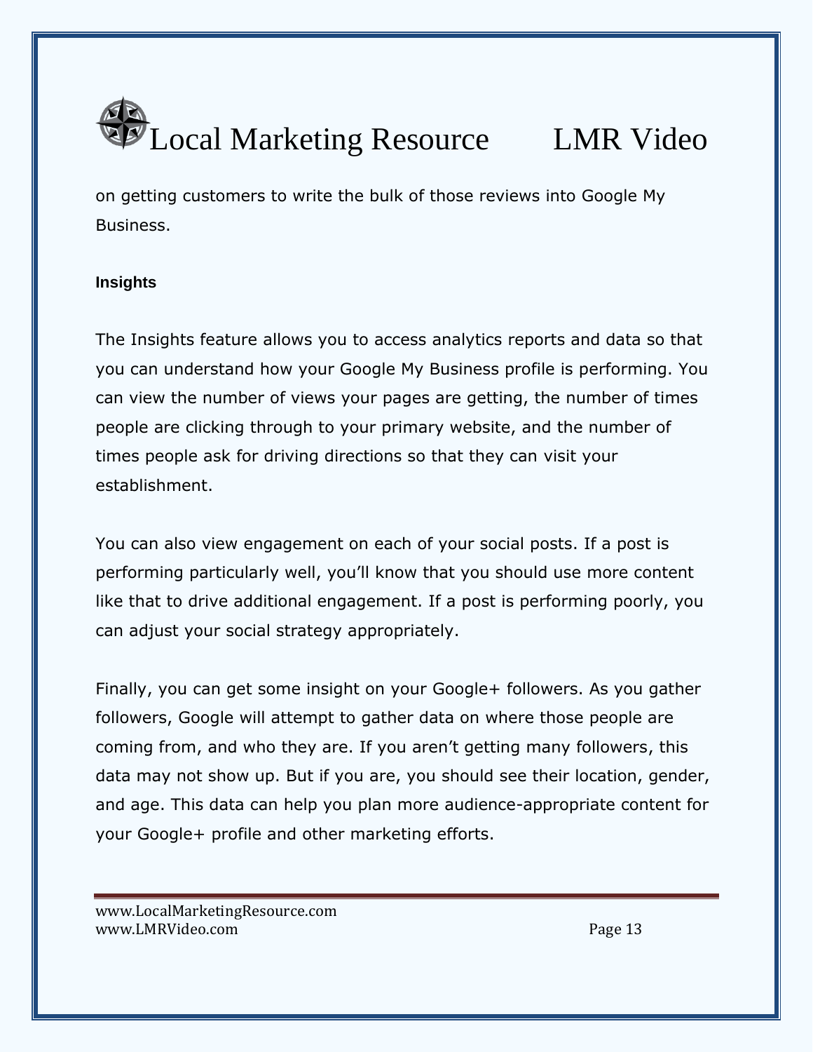on getting customers to write the bulk of those reviews into Google My Business.

### Insights

The Insights feature allows you to access analytics reports and data so that you can understand how your Google My Business profile is performing. You can view the number of views your pages are getting, the number of times people are clicking through to your primary website, and the number of times people ask for driving directions so that they can visit your establishment.

You can also view engagement on each of your social posts. If a post is performing particularly well, you'll know that you should use more content like that to drive additional engagement. If a post is performing poorly, you can adjust your social strategy appropriately.

Finally, you can get some insight on your Google+ followers. As you gather followers, Google will attempt to gather data on where those people are coming from, and who they are. If you aren't getting many followers, this data may not show up. But if you are, you should see their location, gender, and age. This data can help you plan more audience-appropriate content for your Google+ profile and other marketing efforts.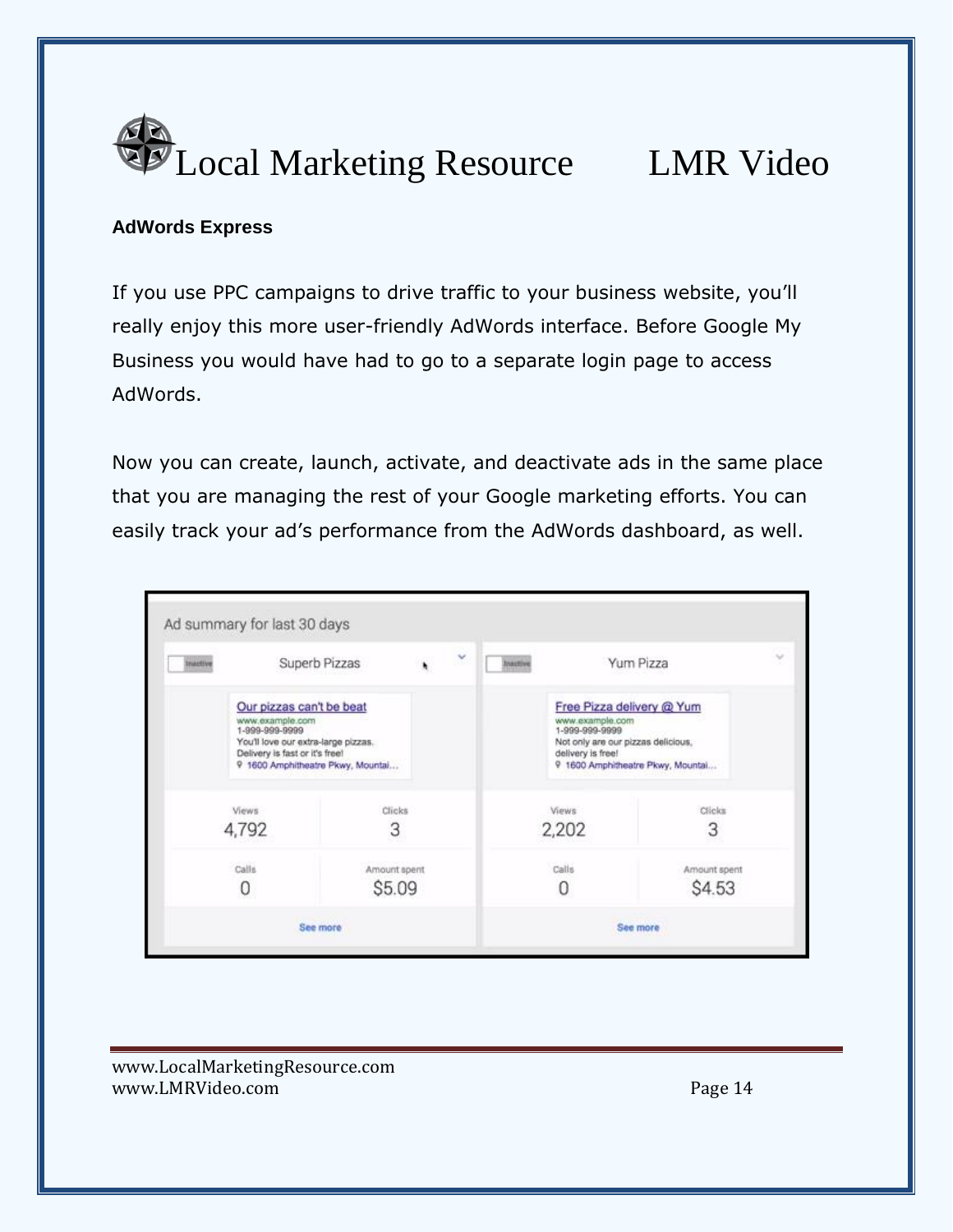**AdWords Express**

If you use PPC campaigns to drive traffic to your business website, you'll really enjoy this more user-friendly AdWords interface. Before Google My Business you would have had to go to a separate login page to access AdWords.

Now you can create, launch, activate, and deactivate ads in the same place that you are managing the rest of your Google marketing efforts. You can easily track your ad's performance from the AdWords dashboard, as well.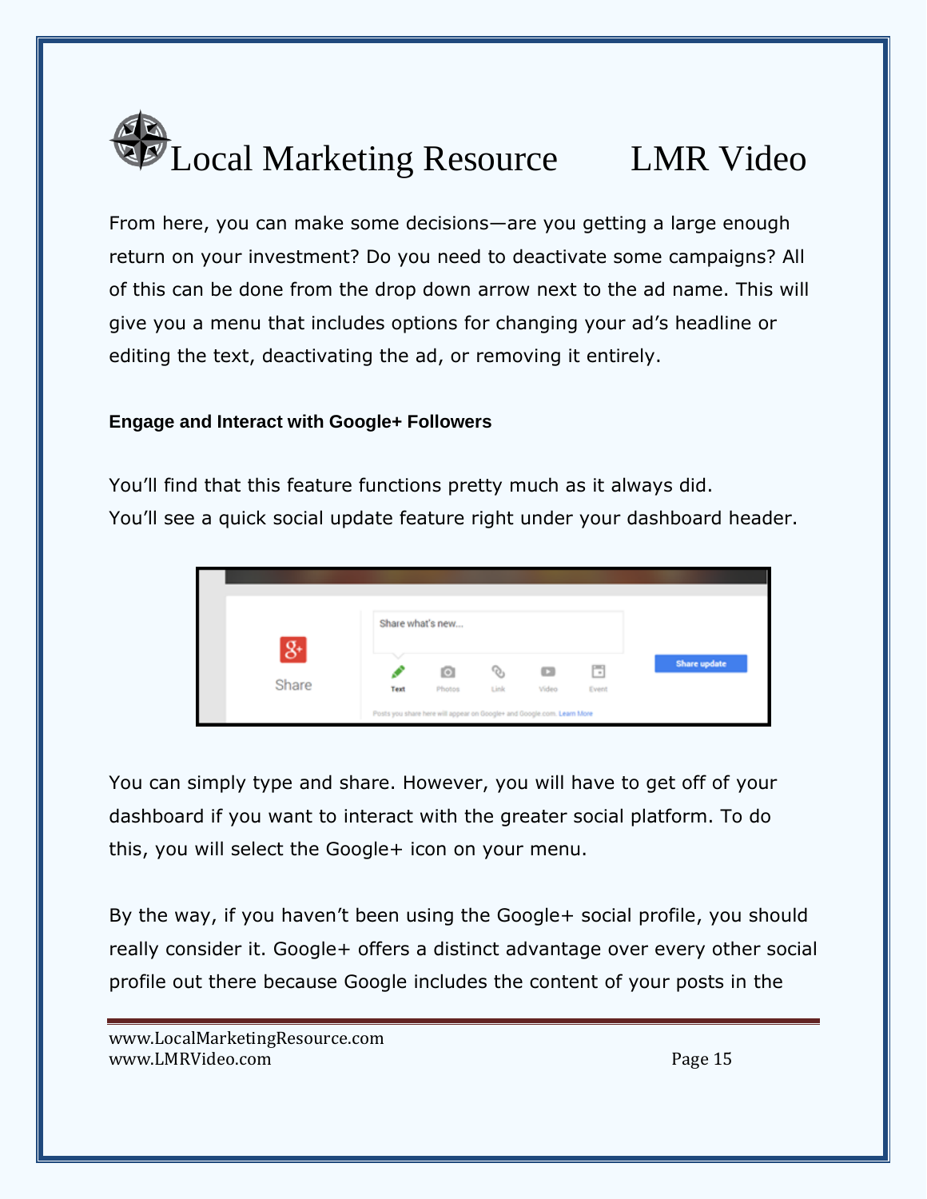From here, you can make some decisions—are you getting a large enough return on your investment? Do you need to deactivate some campaigns? All of this can be done from the drop down arrow next to the ad name. This will give you a menu that includes options for changing your ad's headline or editing the text, deactivating the ad, or removing it entirely.

**Engage and Interact with Google+ Followers**

You'll find that this feature functions pretty much as it always did. You'll see a quick social update feature right under your dashboard header.

You can simply type and share. However, you will have to get off of your dashboard if you want to interact with the greater social platform. To do this, you will select the Google+ icon on your menu.

By the way, if you haven't been using the Google+ social profile, you should really consider it. Google+ offers a distinct advantage over every other social profile out there because Google includes the content of your posts in the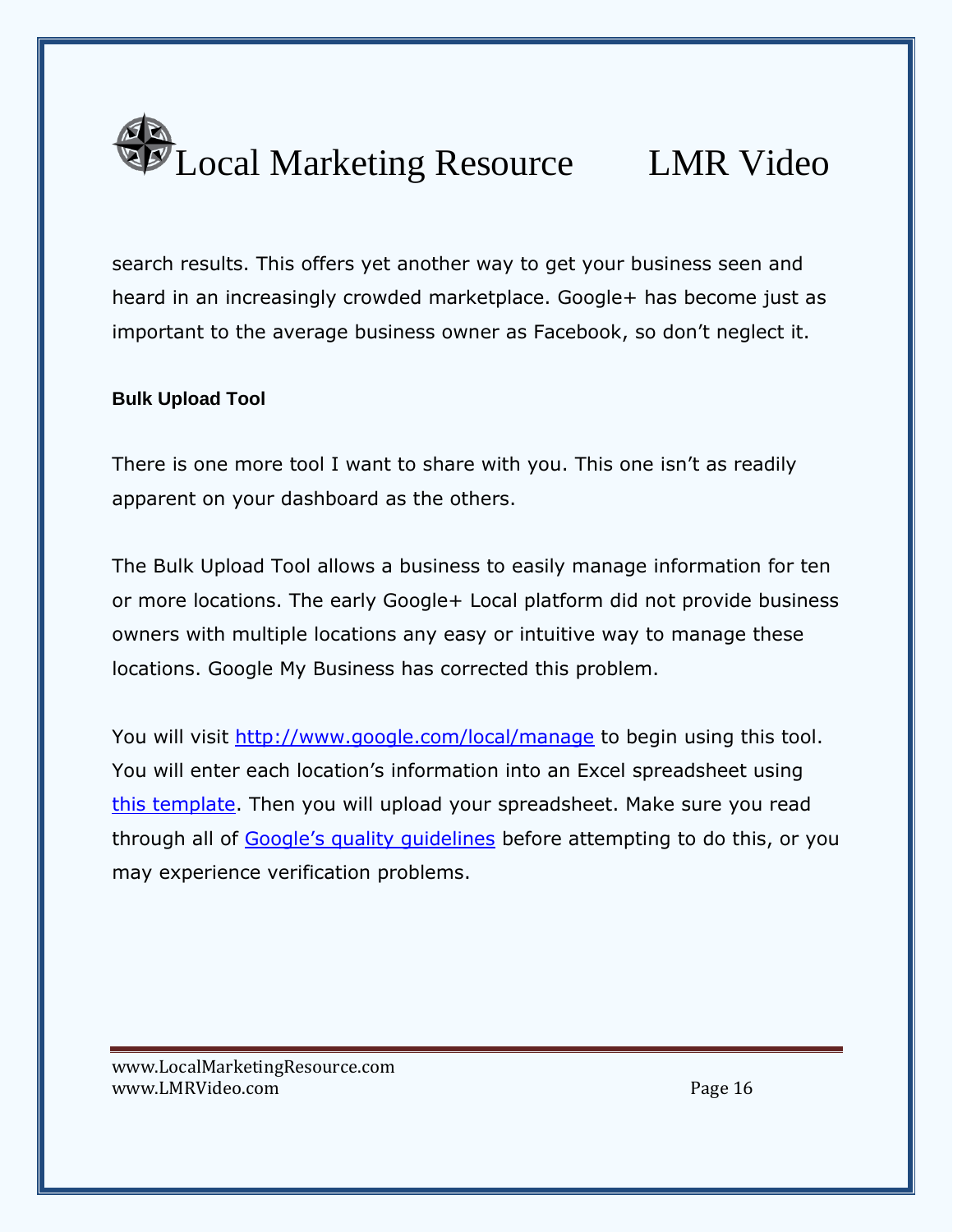search results. This offers yet another way to get your business seen and heard in an increasingly crowded marketplace. Google+ has become just as important to the average business owner as Facebook, so don't neglect it.

### Bulk Upload Tool

There is one more tool I want to share with you. This one isn't as readily apparent on your dashboard as the others.

The Bulk Upload Tool allows a business to easily manage information for ten or more locations. The early Google+ Local platform did not provide business owners with multiple locations any easy or intuitive way to manage these locations. Google My Business has corrected this problem.

You will visit http://www.google.com/local/manage to begin using this tool. You will enter each location's information into an Excel spreadsheet using this template. Then you will upload your spreadsheet. Make sure you read through all of Google's quality guidelines before attempting to do this, or you may experience verification problems.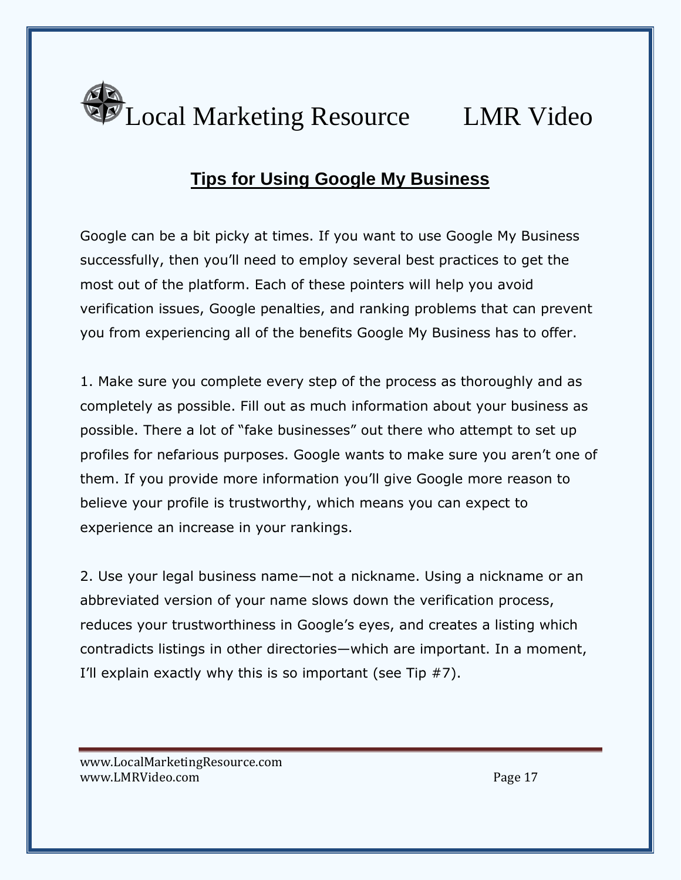## Tips for Using Google My Business

Google can be a bit picky at times. If you want to use Google My Business successfully, then you'll need to employ several best practices to get the most out of the platform. Each of these pointers will help you avoid verification issues, Google penalties, and ranking problems that can prevent you from experiencing all of the benefits Google My Business has to offer.

1. Make sure you complete every step of the process as thoroughly and as completely as possible. Fill out as much information about your business as possible. There a lot of "fake businesses" out there who attempt to set up profiles for nefarious purposes. Google wants to make sure you aren't one of them. If you provide more information you'll give Google more reason to believe your profile is trustworthy, which means you can expect to experience an increase in your rankings.

2. Use your legal business name—not a nickname. Using a nickname or an abbreviated version of your name slows down the verification process, reduces your trustworthiness in Google's eyes, and creates a listing which contradicts listings in other directories—which are important. In a moment, I'll explain exactly why this is so important (see Tip #7).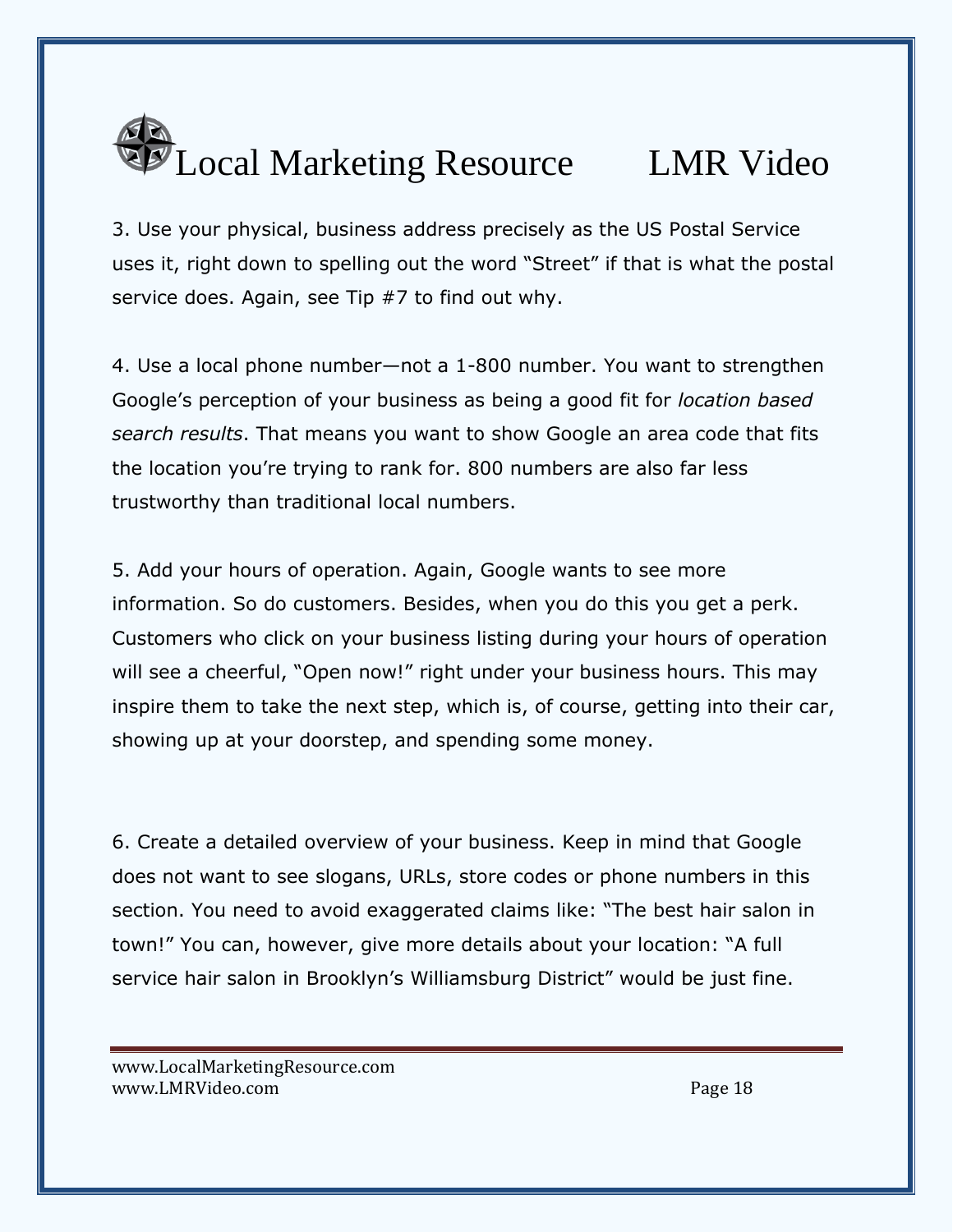3. Use your physical, business address precisely as the US Postal Service uses it, right down to spelling out the word “Street” if that is what the postal service does. Again, see Tip #7 to find out why.

4. Use a local phone number—not a 1-800 number. You want to strengthen Google’s perception of your business as being a good fit for *location based search results*. That means you want to show Google an area code that fits the location you’re trying to rank for. 800 numbers are also far less trustworthy than traditional local numbers.

5. Add your hours of operation. Again, Google wants to see more information. So do customers. Besides, when you do this you get a perk. Customers who click on your business listing during your hours of operation will see a cheerful, “Open now!” right under your business hours. This may inspire them to take the next step, which is, of course, getting into their car, showing up at your doorstep, and spending some money.

6. Create a detailed overview of your business. Keep in mind that Google does not want to see slogans, URLs, store codes or phone numbers in this section. You need to avoid exaggerated claims like: “The best hair salon in town!” You can, however, give more details about your location: “A full service hair salon in Brooklyn’s Williamsburg District” would be just fine.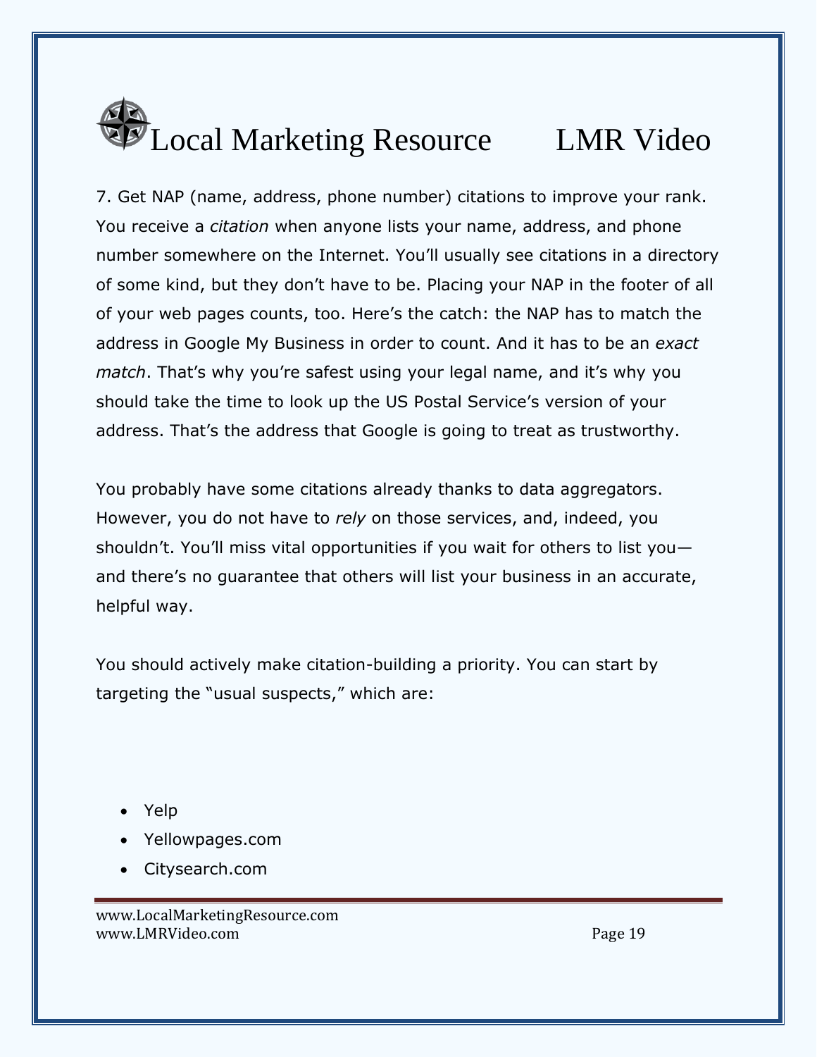7. Get NAP (name, address, phone number) citations to improve your rank. You receive a *citation* when anyone lists your name, address, and phone number somewhere on the Internet. You'll usually see citations in a directory of some kind, but they don't have to be. Placing your NAP in the footer of all of your web pages counts, too. Here's the catch: the NAP has to match the address in Google My Business in order to count. And it has to be an *exact match*. That's why you're safest using your legal name, and it's why you should take the time to look up the US Postal Service's version of your address. That's the address that Google is going to treat as trustworthy.

You probably have some citations already thanks to data aggregators. However, you do not have to *rely* on those services, and, indeed, you shouldn't. You'll miss vital opportunities if you wait for others to list you—and there's no guarantee that others will list your business in an accurate, helpful way.

You should actively make citation-building a priority. You can start by targeting the "usual suspects," which are:

- Yelp
- Yellowpages.com
- Citysearch.com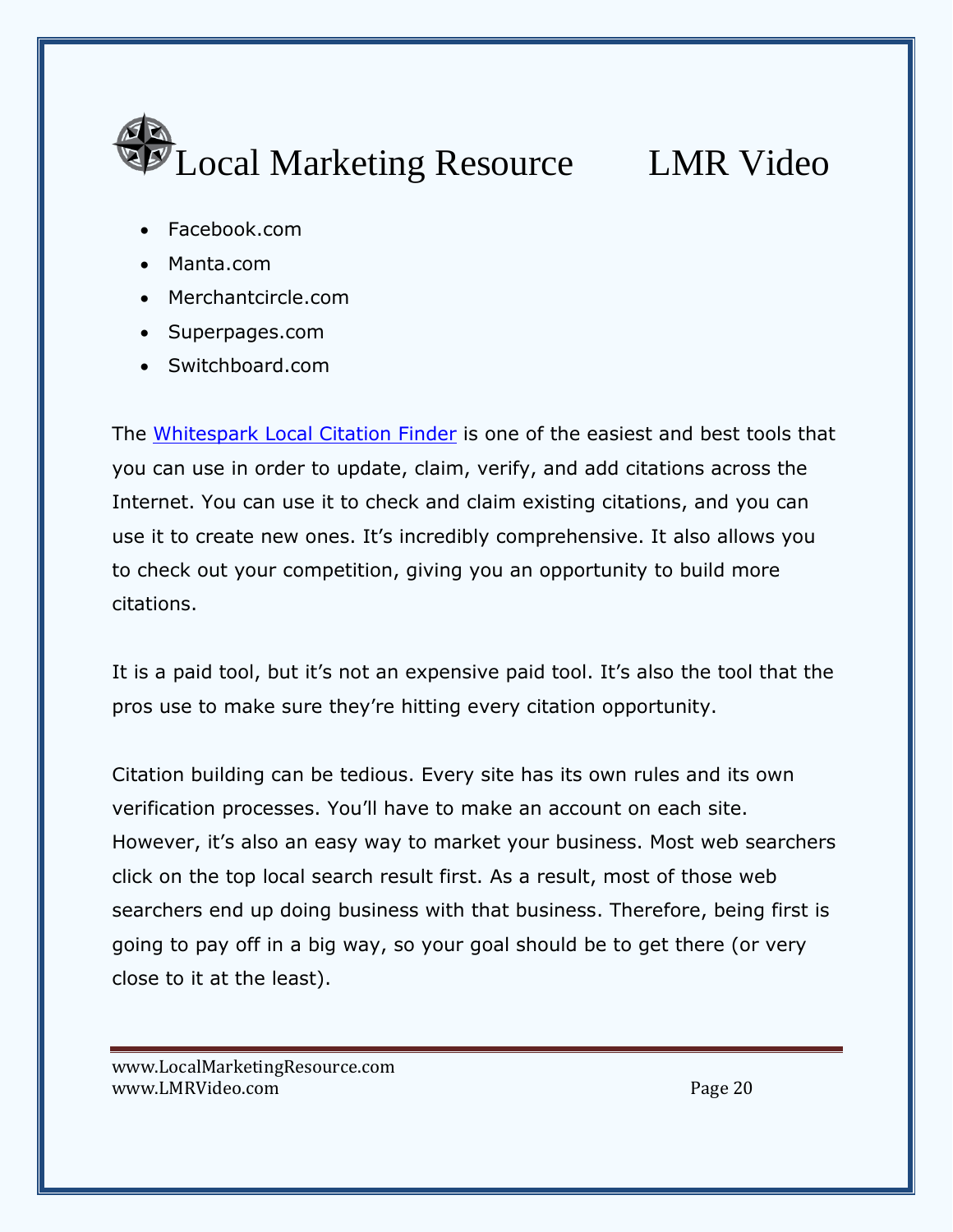- Facebook.com
- Manta.com
- Merchantcircle.com
- Superpages.com
- Switchboard.com

The Whitespark Local Citation Finder is one of the easiest and best tools that you can use in order to update, claim, verify, and add citations across the Internet. You can use it to check and claim existing citations, and you can use it to create new ones. It's incredibly comprehensive. It also allows you to check out your competition, giving you an opportunity to build more citations.

It is a paid tool, but it's not an expensive paid tool. It's also the tool that the pros use to make sure they're hitting every citation opportunity.

Citation building can be tedious. Every site has its own rules and its own verification processes. You'll have to make an account on each site. However, it's also an easy way to market your business. Most web searchers click on the top local search result first. As a result, most of those web searchers end up doing business with that business. Therefore, being first is going to pay off in a big way, so your goal should be to get there (or very close to it at the least).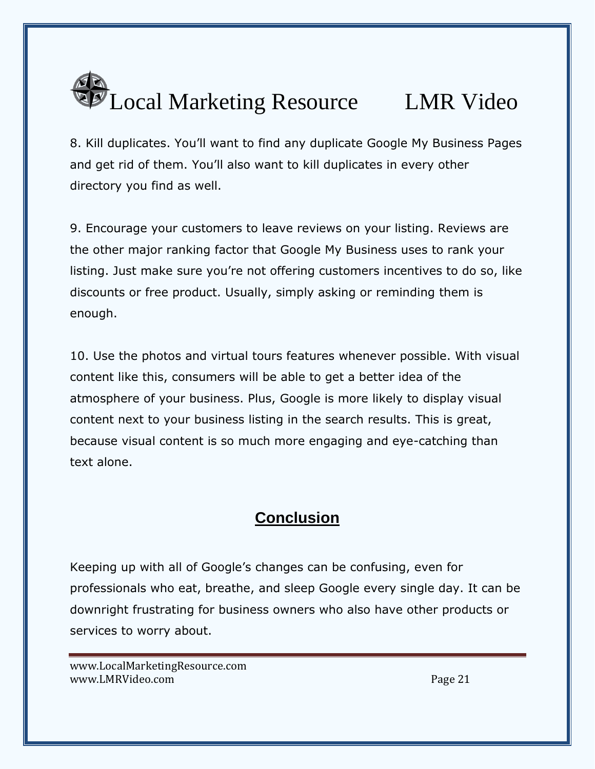8. Kill duplicates. You'll want to find any duplicate Google My Business Pages and get rid of them. You'll also want to kill duplicates in every other directory you find as well.

9. Encourage your customers to leave reviews on your listing. Reviews are the other major ranking factor that Google My Business uses to rank your listing. Just make sure you're not offering customers incentives to do so, like discounts or free product. Usually, simply asking or reminding them is enough.

10. Use the photos and virtual tours features whenever possible. With visual content like this, consumers will be able to get a better idea of the atmosphere of your business. Plus, Google is more likely to display visual content next to your business listing in the search results. This is great, because visual content is so much more engaging and eye-catching than text alone.

## Conclusion

Keeping up with all of Google's changes can be confusing, even for professionals who eat, breathe, and sleep Google every single day. It can be downright frustrating for business owners who also have other products or services to worry about.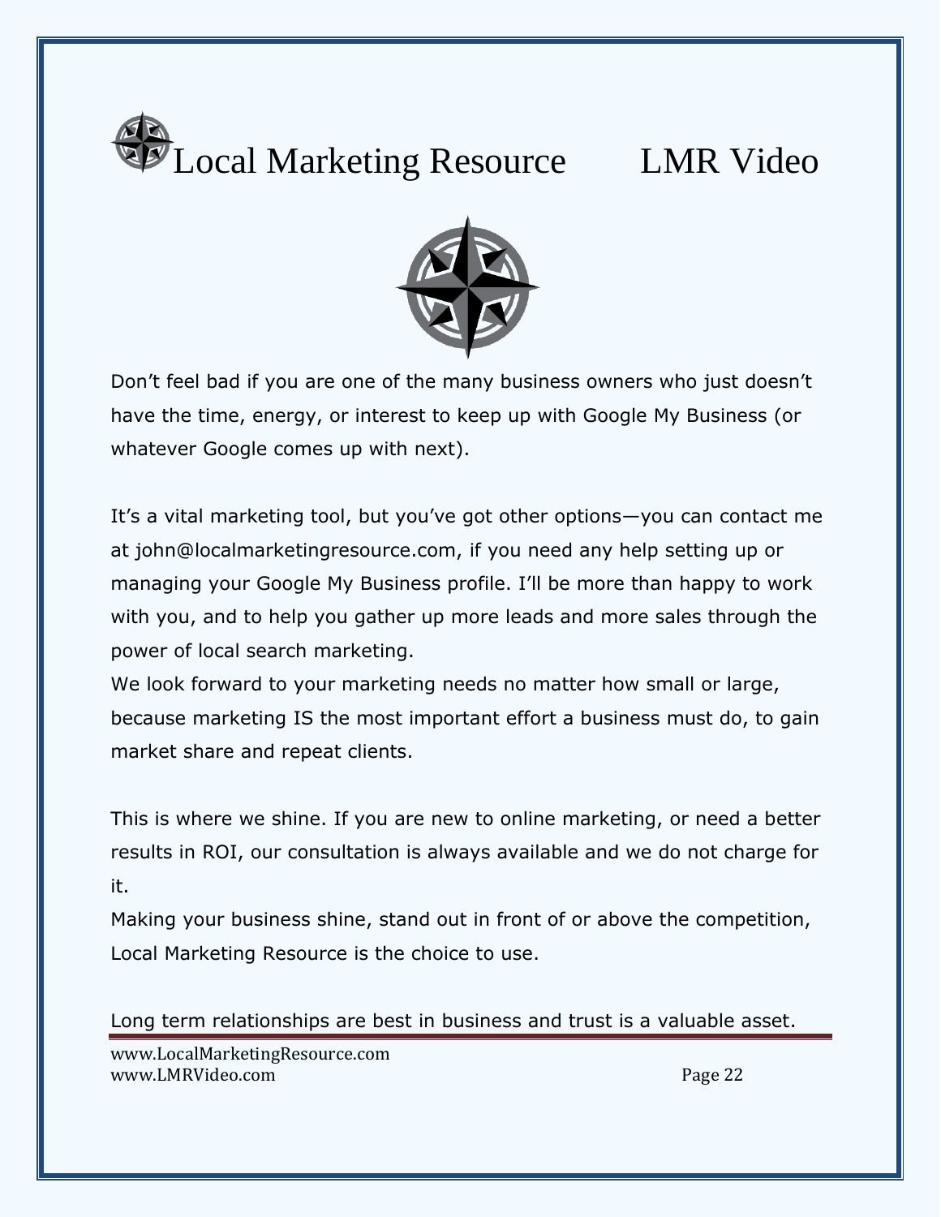Don't feel bad if you are one of the many business owners who just doesn't have the time, energy, or interest to keep up with Google My Business (or whatever Google comes up with next).

It's a vital marketing tool, but you've got other options—you can contact me at john@localmarketingresource.com, if you need any help setting up or managing your Google My Business profile. I'll be more than happy to work with you, and to help you gather up more leads and more sales through the power of local search marketing.
We look forward to your marketing needs no matter how small or large, because marketing IS the most important effort a business must do, to gain market share and repeat clients.

This is where we shine. If you are new to online marketing, or need a better results in ROI, our consultation is always available and we do not charge for it.
Making your business shine, stand out in front of or above the competition, Local Marketing Resource is the choice to use.

Long term relationships are best in business and trust is a valuable asset.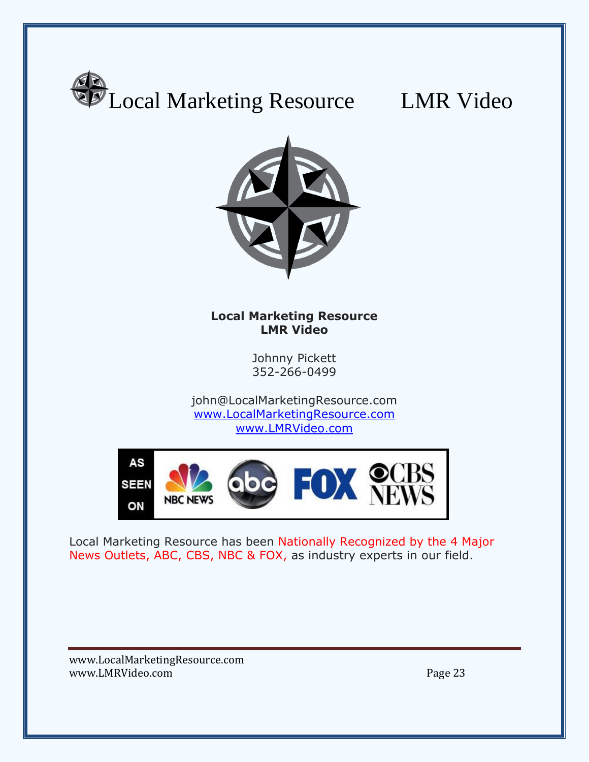# Local Marketing Resource LMR Video

**Local Marketing Resource**
**LMR Video**

Johnny Pickett
352-266-0499

john@LocalMarketingResource.com
www.LocalMarketingResource.com
www.LMRVideo.com

AS SEEN ON

NBC NEWS abc FOX CBS NEWS

Local Marketing Resource has been Nationally Recognized by the 4 Major News Outlets, ABC, CBS, NBC & FOX, as industry experts in our field.